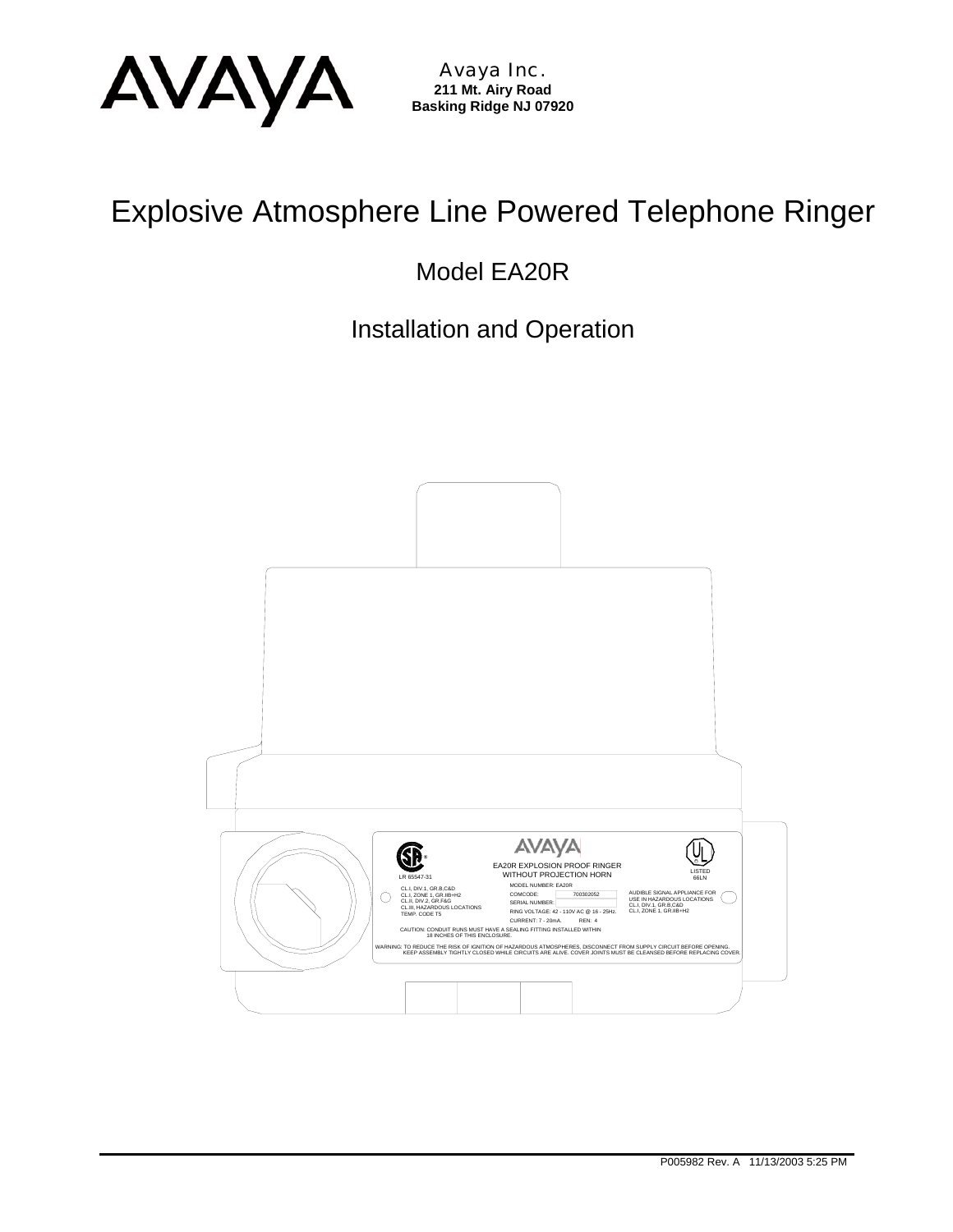Avaya Inc.
**211 Mt. Airy Road**
**Basking Ridge NJ 07920**

# Explosive Atmosphere Line Powered Telephone Ringer

## Model EA20R

## Installation and Operation

AVAYA

LR 65547-31

EA20R EXPLOSION PROOF RINGER
WITHOUT PROJECTION HORN

LISTED
66LN

CL.I, DIV.1, GR.B,C&D
CL.I, ZONE 1, GR.IIB+H2
CL.II, DIV.2, GR.F&G
CL.III, HAZARDOUS LOCATIONS
TEMP. CODE T5

MODEL NUMBER: EA20R
COMCODE: 700302052
SERIAL NUMBER:
RING VOLTAGE: 42 - 110V AC @ 16 - 25Hz.
CURRENT: 7 - 20mA. REN: 4

AUDIBLE SIGNAL APPLIANCE FOR USE IN HAZARDOUS LOCATIONS
CL.I, DIV.1, GR.B,C&D
CL.I, ZONE 1, GR.IIB+H2

CAUTION: CONDUIT RUNS MUST HAVE A SEALING FITTING INSTALLED WITHIN 18 INCHES OF THIS ENCLOSURE.

WARNING: TO REDUCE THE RISK OF IGNITION OF HAZARDOUS ATMOSPHERES, DISCONNECT FROM SUPPLY CIRCUIT BEFORE OPENING. KEEP ASSEMBLY TIGHTLY CLOSED WHILE CIRCUITS ARE ALIVE. COVER JOINTS MUST BE CLEANSED BEFORE REPLACING COVER.

P005982 Rev. A 11/13/2003 5:25 PM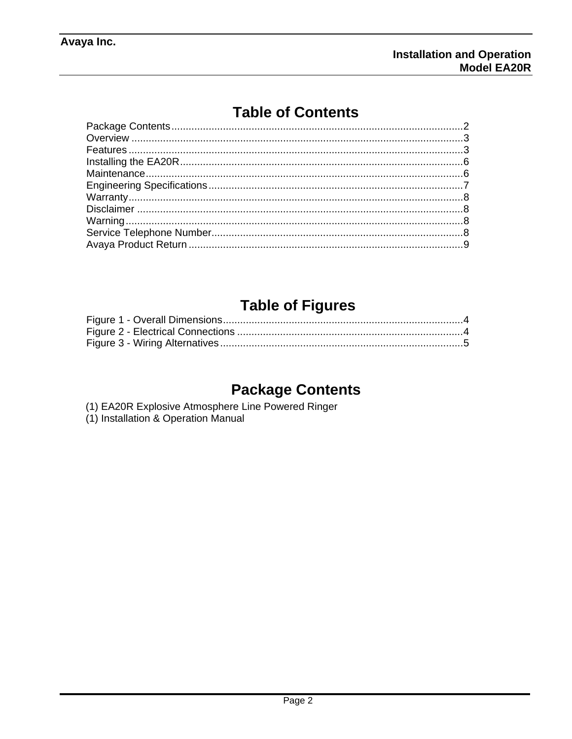# Table of Contents

Package Contents....................................................................................................2
Overview ..................................................................................................................3
Features ...................................................................................................................3
Installing the EA20R.................................................................................................6
Maintenance.............................................................................................................6
Engineering Specifications.......................................................................................7
Warranty...................................................................................................................8
Disclaimer ................................................................................................................8
Warning....................................................................................................................8
Service Telephone Number......................................................................................8
Avaya Product Return ..............................................................................................9

# Table of Figures

Figure 1 - Overall Dimensions..................................................................................4
Figure 2 - Electrical Connections .............................................................................4
Figure 3 - Wiring Alternatives...................................................................................5

# Package Contents

(1) EA20R Explosive Atmosphere Line Powered Ringer
(1) Installation & Operation Manual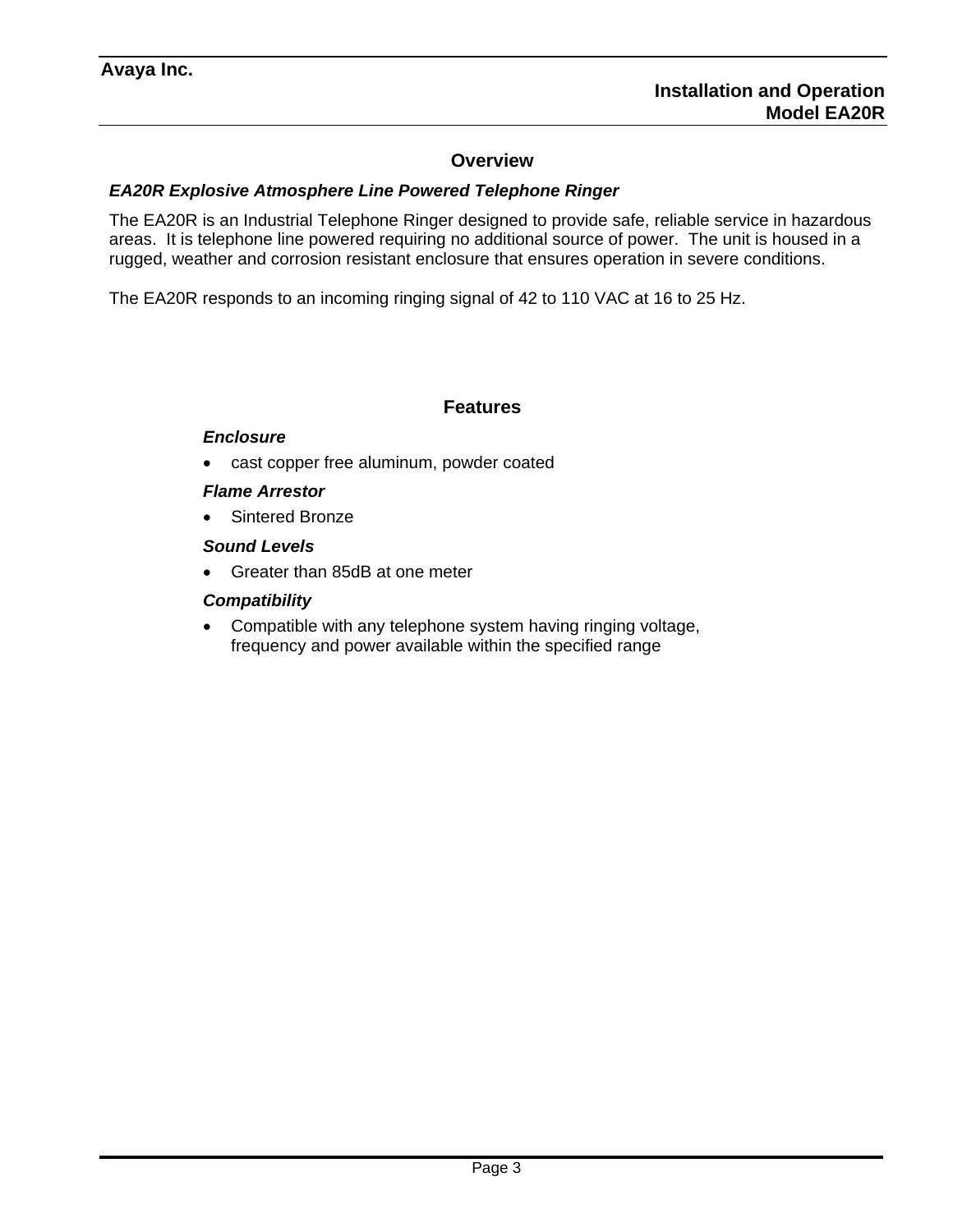## Overview

### *EA20R Explosive Atmosphere Line Powered Telephone Ringer*

The EA20R is an Industrial Telephone Ringer designed to provide safe, reliable service in hazardous areas. It is telephone line powered requiring no additional source of power. The unit is housed in a rugged, weather and corrosion resistant enclosure that ensures operation in severe conditions.

The EA20R responds to an incoming ringing signal of 42 to 110 VAC at 16 to 25 Hz.

## Features

### *Enclosure*

- cast copper free aluminum, powder coated

### *Flame Arrestor*

- Sintered Bronze

### *Sound Levels*

- Greater than 85dB at one meter

### *Compatibility*

- Compatible with any telephone system having ringing voltage, frequency and power available within the specified range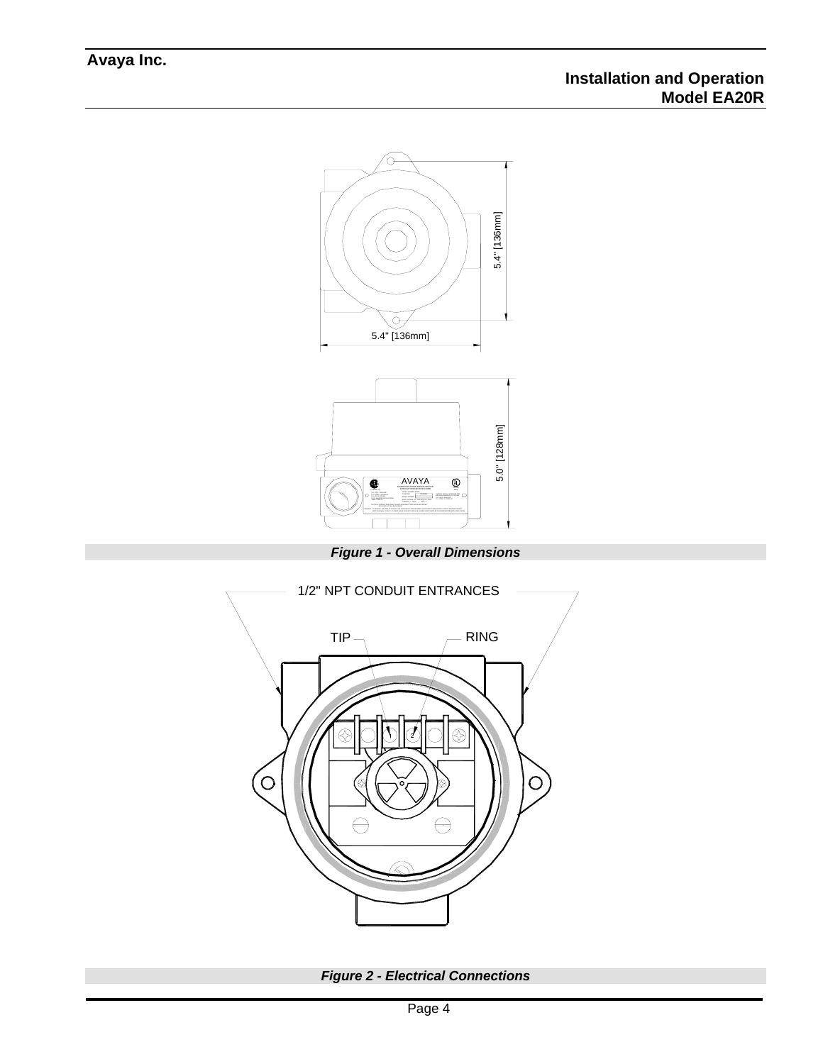5.4" [136mm]

5.4" [136mm]

5.0" [128mm]

*Figure 1 - Overall Dimensions*

1/2" NPT CONDUIT ENTRANCES

TIP

RING

*Figure 2 - Electrical Connections*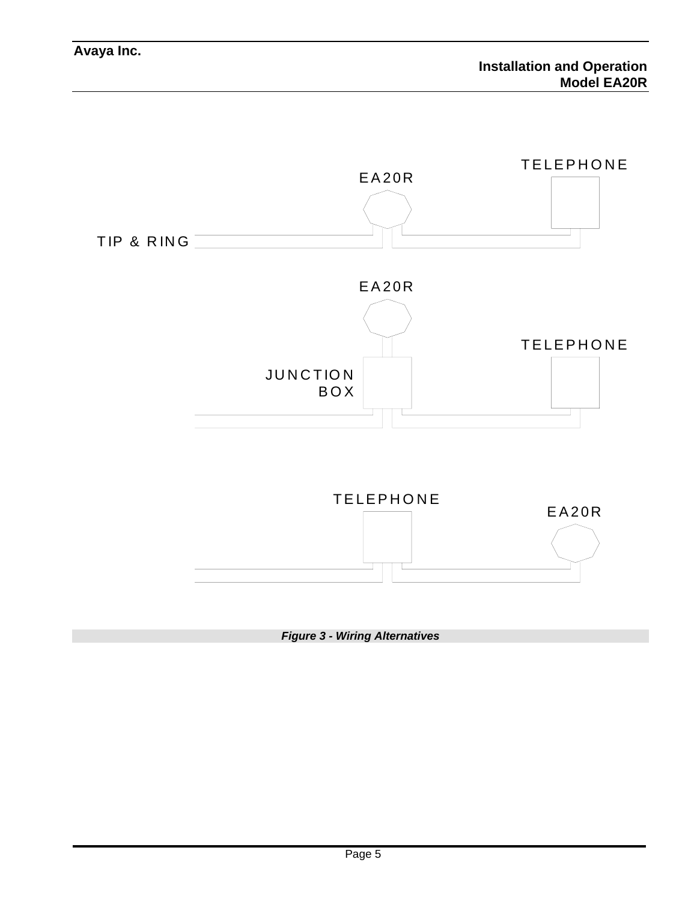TELEPHONE

EA20R

TIP & RING

EA20R

TELEPHONE

JUNCTION BOX

TELEPHONE

EA20R

***Figure 3 - Wiring Alternatives***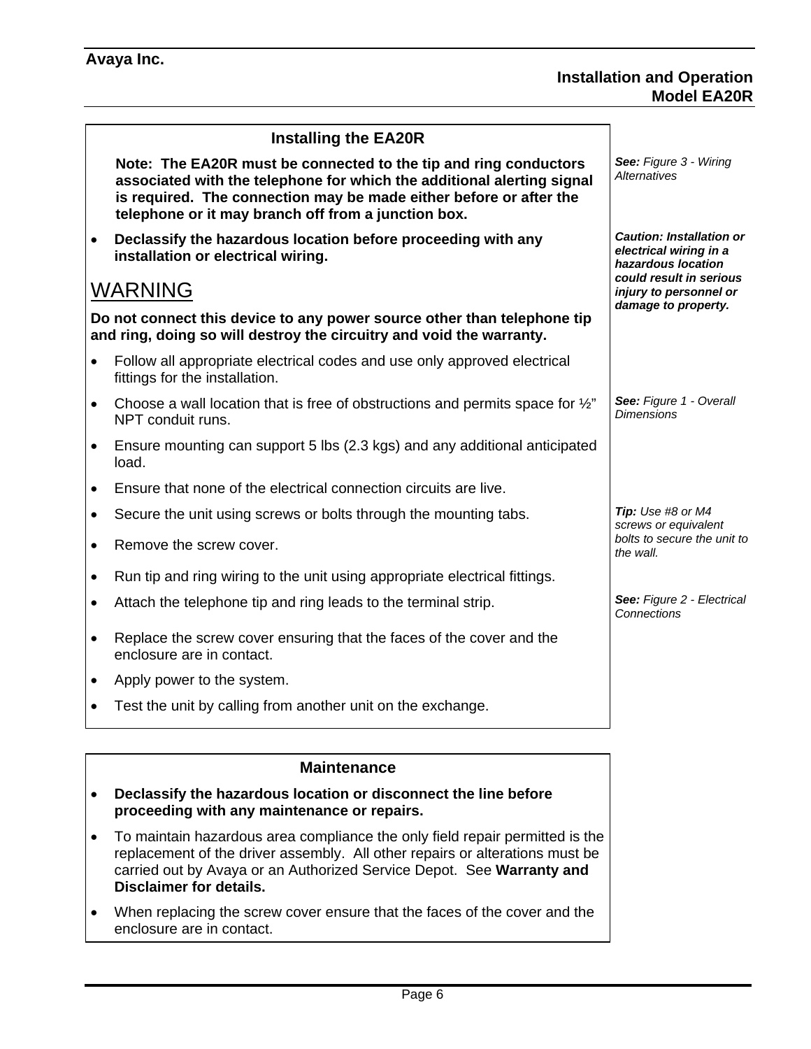## Installing the EA20R

**Note: The EA20R must be connected to the tip and ring conductors associated with the telephone for which the additional alerting signal is required. The connection may be made either before or after the telephone or it may branch off from a junction box.**

*See: Figure 3 - Wiring Alternatives*

- **Declassify the hazardous location before proceeding with any installation or electrical wiring.**

***Caution: Installation or electrical wiring in a hazardous location could result in serious injury to personnel or damage to property.***

### WARNING

**Do not connect this device to any power source other than telephone tip and ring, doing so will destroy the circuitry and void the warranty.**

- Follow all appropriate electrical codes and use only approved electrical fittings for the installation.
- Choose a wall location that is free of obstructions and permits space for ½" NPT conduit runs.

*See: Figure 1 - Overall Dimensions*

- Ensure mounting can support 5 lbs (2.3 kgs) and any additional anticipated load.
- Ensure that none of the electrical connection circuits are live.
- Secure the unit using screws or bolts through the mounting tabs.
- Remove the screw cover.

*Tip: Use #8 or M4 screws or equivalent bolts to secure the unit to the wall.*

- Run tip and ring wiring to the unit using appropriate electrical fittings.
- Attach the telephone tip and ring leads to the terminal strip.

*See: Figure 2 - Electrical Connections*

- Replace the screw cover ensuring that the faces of the cover and the enclosure are in contact.
- Apply power to the system.
- Test the unit by calling from another unit on the exchange.

## Maintenance

- **Declassify the hazardous location or disconnect the line before proceeding with any maintenance or repairs.**
- To maintain hazardous area compliance the only field repair permitted is the replacement of the driver assembly. All other repairs or alterations must be carried out by Avaya or an Authorized Service Depot. See **Warranty and Disclaimer for details.**
- When replacing the screw cover ensure that the faces of the cover and the enclosure are in contact.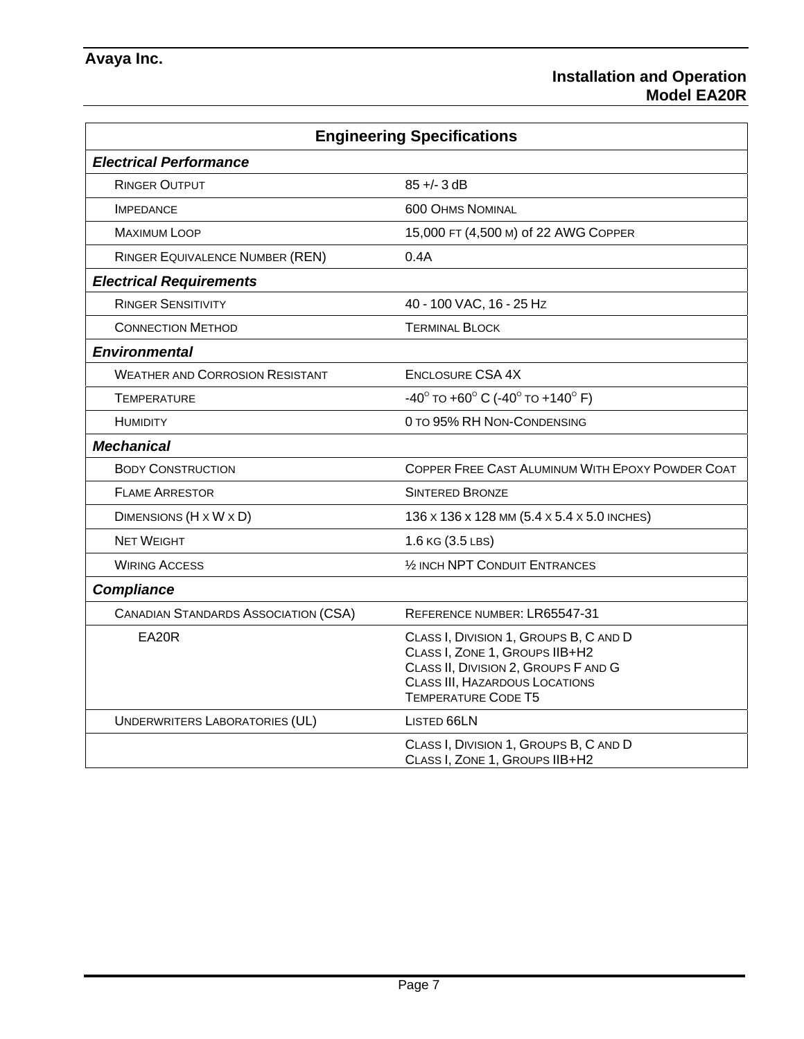| Engineering Specifications | |
|---|---|
| ***Electrical Performance*** | |
| Ringer Output | 85 +/- 3 dB |
| Impedance | 600 Ohms Nominal |
| Maximum Loop | 15,000 ft (4,500 m) of 22 AWG Copper |
| Ringer Equivalence Number (REN) | 0.4A |
| ***Electrical Requirements*** | |
| Ringer Sensitivity | 40 - 100 VAC, 16 - 25 Hz |
| Connection Method | Terminal Block |
| ***Environmental*** | |
| Weather and Corrosion Resistant | Enclosure CSA 4X |
| Temperature | -40° to +60° C (-40° to +140° F) |
| Humidity | 0 to 95% RH Non-Condensing |
| ***Mechanical*** | |
| Body Construction | Copper Free Cast Aluminum With Epoxy Powder Coat |
| Flame Arrestor | Sintered Bronze |
| Dimensions (H x W x D) | 136 x 136 x 128 mm (5.4 x 5.4 x 5.0 inches) |
| Net Weight | 1.6 kg (3.5 lbs) |
| Wiring Access | ½ inch NPT Conduit Entrances |
| ***Compliance*** | |
| Canadian Standards Association (CSA) | Reference number: LR65547-31 |
| EA20R | Class I, Division 1, Groups B, C and D<br>Class I, Zone 1, Groups IIB+H2<br>Class II, Division 2, Groups F and G<br>Class III, Hazardous Locations<br>Temperature Code T5 |
| Underwriters Laboratories (UL) | Listed 66LN |
| | Class I, Division 1, Groups B, C and D<br>Class I, Zone 1, Groups IIB+H2 |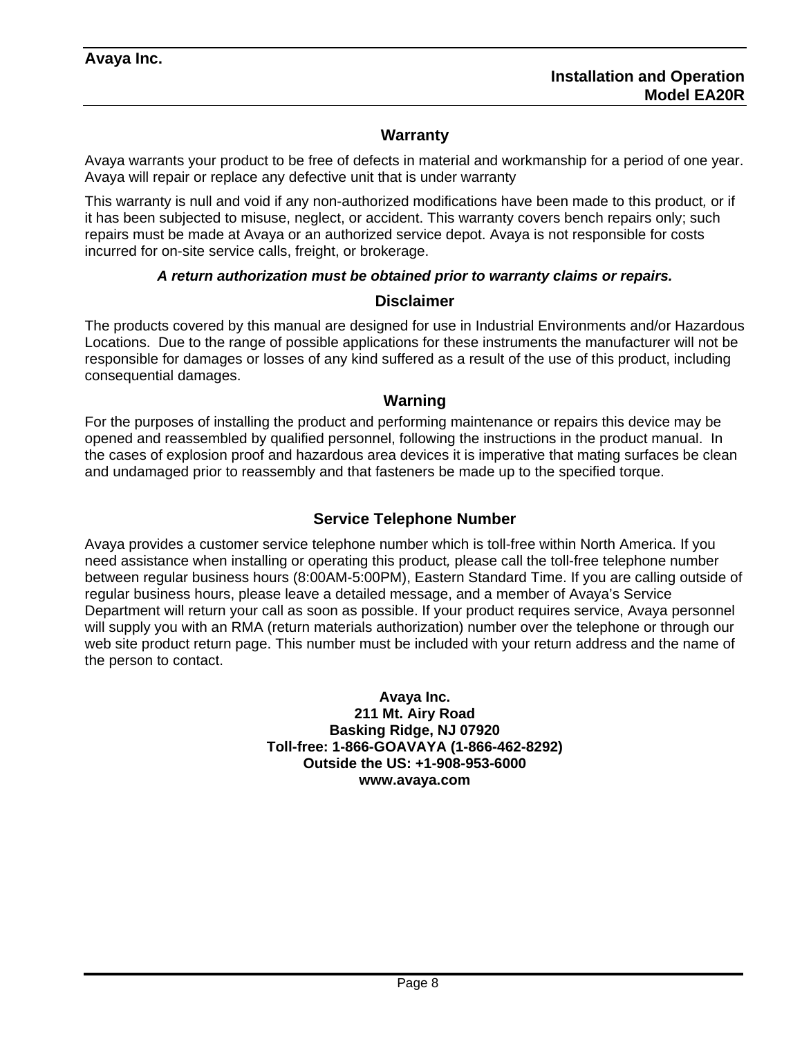## Warranty

Avaya warrants your product to be free of defects in material and workmanship for a period of one year. Avaya will repair or replace any defective unit that is under warranty

This warranty is null and void if any non-authorized modifications have been made to this product, or if it has been subjected to misuse, neglect, or accident. This warranty covers bench repairs only; such repairs must be made at Avaya or an authorized service depot. Avaya is not responsible for costs incurred for on-site service calls, freight, or brokerage.

***A return authorization must be obtained prior to warranty claims or repairs.***

## Disclaimer

The products covered by this manual are designed for use in Industrial Environments and/or Hazardous Locations. Due to the range of possible applications for these instruments the manufacturer will not be responsible for damages or losses of any kind suffered as a result of the use of this product, including consequential damages.

## Warning

For the purposes of installing the product and performing maintenance or repairs this device may be opened and reassembled by qualified personnel, following the instructions in the product manual. In the cases of explosion proof and hazardous area devices it is imperative that mating surfaces be clean and undamaged prior to reassembly and that fasteners be made up to the specified torque.

## Service Telephone Number

Avaya provides a customer service telephone number which is toll-free within North America. If you need assistance when installing or operating this product, please call the toll-free telephone number between regular business hours (8:00AM-5:00PM), Eastern Standard Time. If you are calling outside of regular business hours, please leave a detailed message, and a member of Avaya's Service Department will return your call as soon as possible. If your product requires service, Avaya personnel will supply you with an RMA (return materials authorization) number over the telephone or through our web site product return page. This number must be included with your return address and the name of the person to contact.

**Avaya Inc.**
**211 Mt. Airy Road**
**Basking Ridge, NJ 07920**
**Toll-free: 1-866-GOAVAYA (1-866-462-8292)**
**Outside the US: +1-908-953-6000**
**www.avaya.com**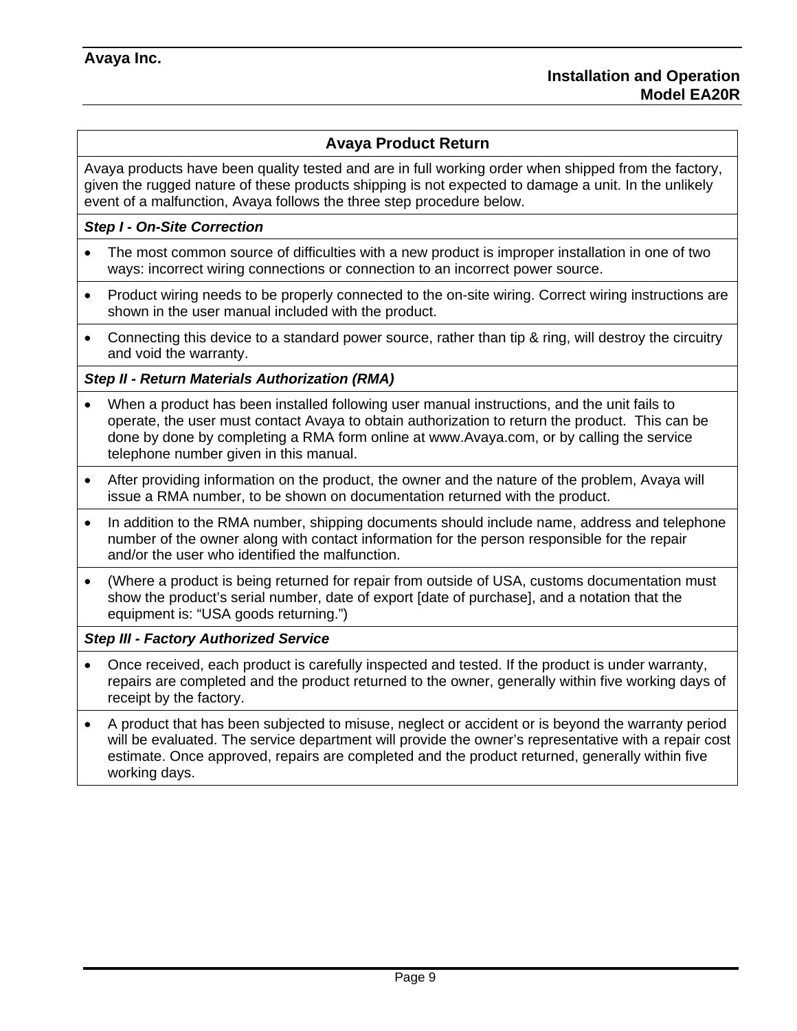## Avaya Product Return

Avaya products have been quality tested and are in full working order when shipped from the factory, given the rugged nature of these products shipping is not expected to damage a unit. In the unlikely event of a malfunction, Avaya follows the three step procedure below.

***Step I - On-Site Correction***

- The most common source of difficulties with a new product is improper installation in one of two ways: incorrect wiring connections or connection to an incorrect power source.
- Product wiring needs to be properly connected to the on-site wiring. Correct wiring instructions are shown in the user manual included with the product.
- Connecting this device to a standard power source, rather than tip & ring, will destroy the circuitry and void the warranty.

***Step II - Return Materials Authorization (RMA)***

- When a product has been installed following user manual instructions, and the unit fails to operate, the user must contact Avaya to obtain authorization to return the product. This can be done by done by completing a RMA form online at www.Avaya.com, or by calling the service telephone number given in this manual.
- After providing information on the product, the owner and the nature of the problem, Avaya will issue a RMA number, to be shown on documentation returned with the product.
- In addition to the RMA number, shipping documents should include name, address and telephone number of the owner along with contact information for the person responsible for the repair and/or the user who identified the malfunction.
- (Where a product is being returned for repair from outside of USA, customs documentation must show the product's serial number, date of export [date of purchase], and a notation that the equipment is: "USA goods returning.")

***Step III - Factory Authorized Service***

- Once received, each product is carefully inspected and tested. If the product is under warranty, repairs are completed and the product returned to the owner, generally within five working days of receipt by the factory.
- A product that has been subjected to misuse, neglect or accident or is beyond the warranty period will be evaluated. The service department will provide the owner's representative with a repair cost estimate. Once approved, repairs are completed and the product returned, generally within five working days.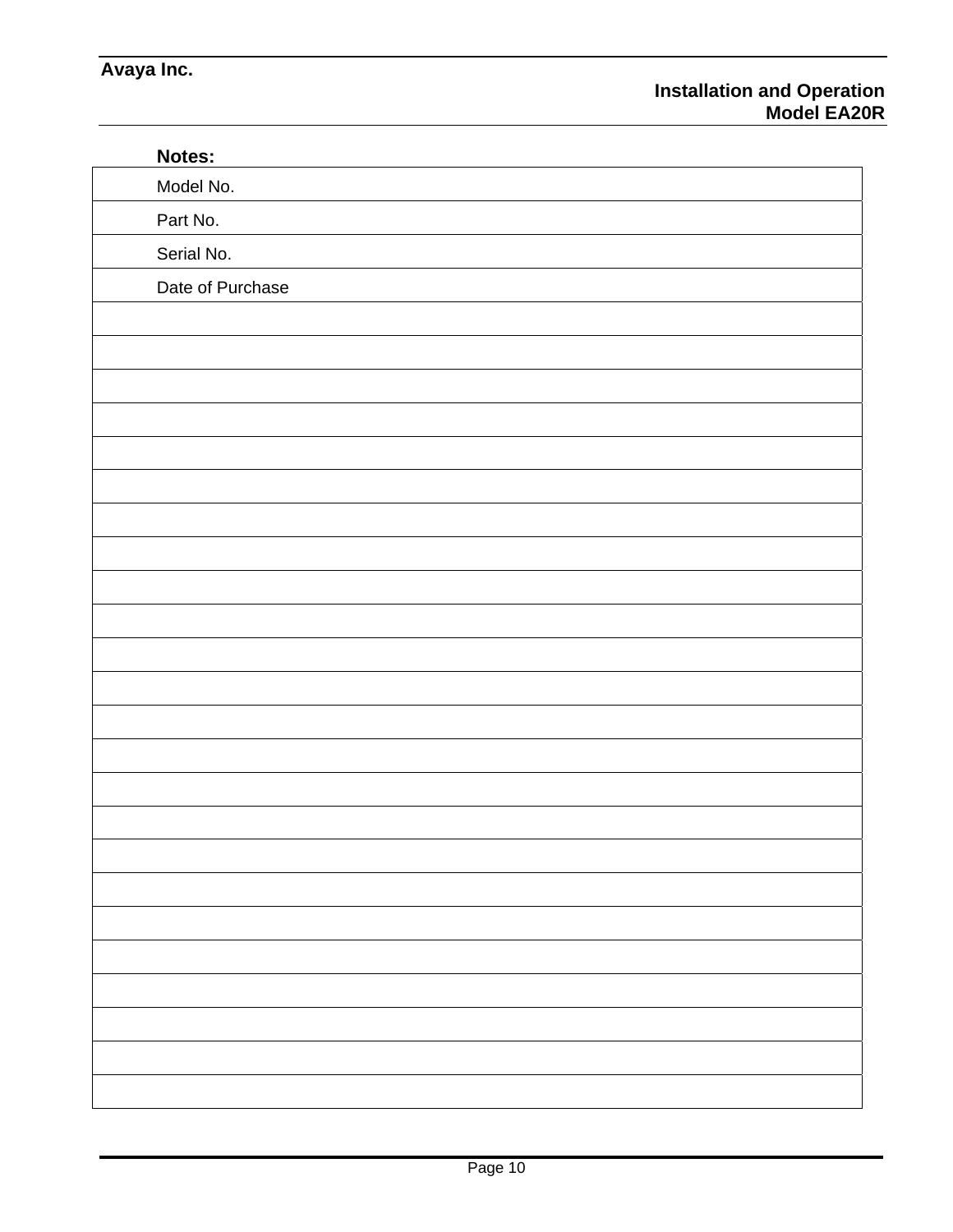**Notes:**

| |
|---|
| Model No. |
| Part No. |
| Serial No. |
| Date of Purchase |
| |
| |
| |
| |
| |
| |
| |
| |
| |
| |
| |
| |
| |
| |
| |
| |
| |
| |
| |
| |
| |
| |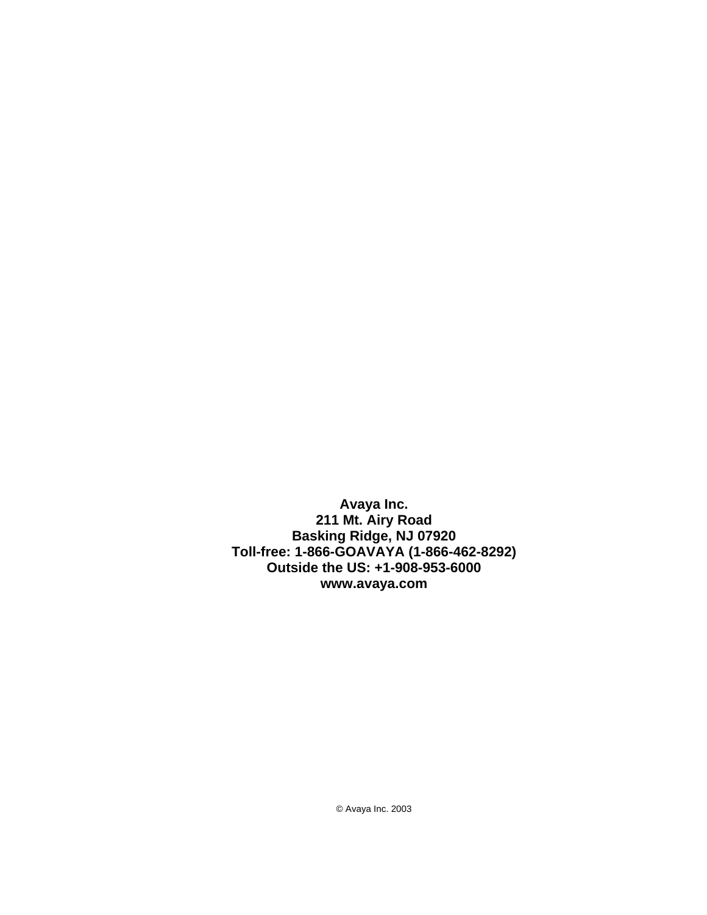**Avaya Inc.**
**211 Mt. Airy Road**
**Basking Ridge, NJ 07920**
**Toll-free: 1-866-GOAVAYA (1-866-462-8292)**
**Outside the US: +1-908-953-6000**
**www.avaya.com**

© Avaya Inc. 2003